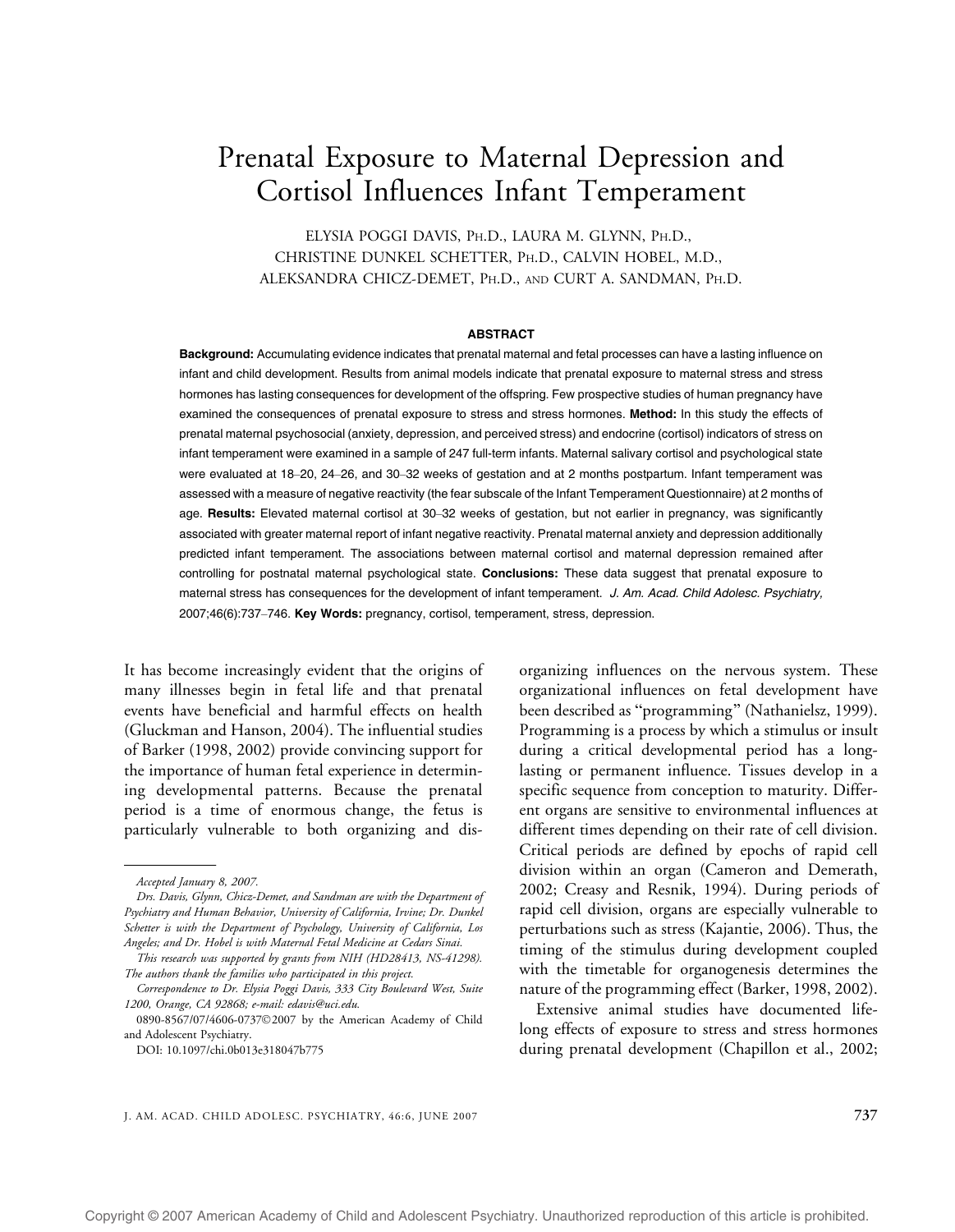# Prenatal Exposure to Maternal Depression and Cortisol Influences Infant Temperament

ELYSIA POGGI DAVIS, PH.D., LAURA M. GLYNN, PH.D., CHRISTINE DUNKEL SCHETTER, PH.D., CALVIN HOBEL, M.D., ALEKSANDRA CHICZ-DEMET, PH.D., AND CURT A. SANDMAN, PH.D.

## ABSTRACT

**Background:** Accumulating evidence indicates that prenatal maternal and fetal processes can have a lasting influence on infant and child development. Results from animal models indicate that prenatal exposure to maternal stress and stress hormones has lasting consequences for development of the offspring. Few prospective studies of human pregnancy have examined the consequences of prenatal exposure to stress and stress hormones. **Method:** In this study the effects of prenatal maternal psychosocial (anxiety, depression, and perceived stress) and endocrine (cortisol) indicators of stress on infant temperament were examined in a sample of 247 full-term infants. Maternal salivary cortisol and psychological state were evaluated at 18–20, 24–26, and 30–32 weeks of gestation and at 2 months postpartum. Infant temperament was assessed with a measure of negative reactivity (the fear subscale of the Infant Temperament Questionnaire) at 2 months of age. **Results:** Elevated maternal cortisol at 30–32 weeks of gestation, but not earlier in pregnancy, was significantly associated with greater maternal report of infant negative reactivity. Prenatal maternal anxiety and depression additionally predicted infant temperament. The associations between maternal cortisol and maternal depression remained after controlling for postnatal maternal psychological state. **Conclusions:** These data suggest that prenatal exposure to maternal stress has consequences for the development of infant temperament. *J. Am. Acad. Child Adolesc. Psychiatry,* 2007;46(6):737–746. **Key Words:** pregnancy, cortisol, temperament, stress, depression.

It has become increasingly evident that the origins of many illnesses begin in fetal life and that prenatal events have beneficial and harmful effects on health (Gluckman and Hanson, 2004). The influential studies of Barker (1998, 2002) provide convincing support for the importance of human fetal experience in determining developmental patterns. Because the prenatal period is a time of enormous change, the fetus is particularly vulnerable to both organizing and disorganizing influences on the nervous system. These organizational influences on fetal development have been described as "programming" (Nathanielsz, 1999). Programming is a process by which a stimulus or insult during a critical developmental period has a long-lasting or permanent influence. Tissues develop in a specific sequence from conception to maturity. Different organs are sensitive to environmental influences at different times depending on their rate of cell division. Critical periods are defined by epochs of rapid cell division within an organ (Cameron and Demerath, 2002; Creasy and Resnik, 1994). During periods of rapid cell division, organs are especially vulnerable to perturbations such as stress (Kajantie, 2006). Thus, the timing of the stimulus during development coupled with the timetable for organogenesis determines the nature of the programming effect (Barker, 1998, 2002).

Extensive animal studies have documented life-long effects of exposure to stress and stress hormones during prenatal development (Chapillon et al., 2002;

---

*Accepted January 8, 2007.*

*Drs. Davis, Glynn, Chicz-Demet, and Sandman are with the Department of Psychiatry and Human Behavior, University of California, Irvine; Dr. Dunkel Schetter is with the Department of Psychology, University of California, Los Angeles; and Dr. Hobel is with Maternal Fetal Medicine at Cedars Sinai.*

*This research was supported by grants from NIH (HD28413, NS-41298). The authors thank the families who participated in this project.*

*Correspondence to Dr. Elysia Poggi Davis, 333 City Boulevard West, Suite 1200, Orange, CA 92868; e-mail: edavis@uci.edu.*

0890-8567/07/4606-0737©2007 by the American Academy of Child and Adolescent Psychiatry.

DOI: 10.1097/chi.0b013e318047b775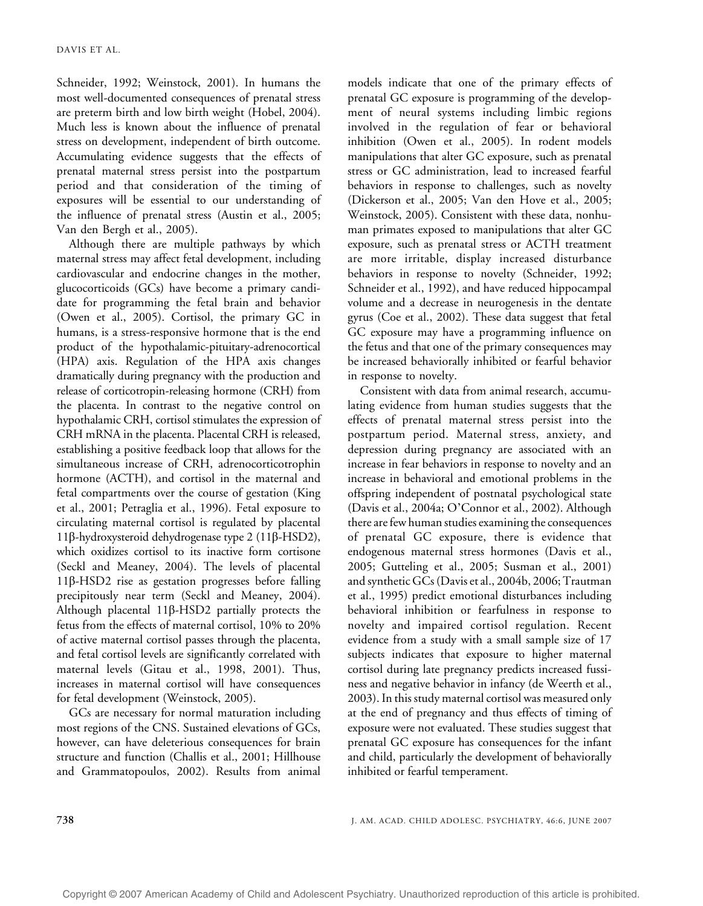Schneider, 1992; Weinstock, 2001). In humans the most well-documented consequences of prenatal stress are preterm birth and low birth weight (Hobel, 2004). Much less is known about the influence of prenatal stress on development, independent of birth outcome. Accumulating evidence suggests that the effects of prenatal maternal stress persist into the postpartum period and that consideration of the timing of exposures will be essential to our understanding of the influence of prenatal stress (Austin et al., 2005; Van den Bergh et al., 2005).

Although there are multiple pathways by which maternal stress may affect fetal development, including cardiovascular and endocrine changes in the mother, glucocorticoids (GCs) have become a primary candidate for programming the fetal brain and behavior (Owen et al., 2005). Cortisol, the primary GC in humans, is a stress-responsive hormone that is the end product of the hypothalamic-pituitary-adrenocortical (HPA) axis. Regulation of the HPA axis changes dramatically during pregnancy with the production and release of corticotropin-releasing hormone (CRH) from the placenta. In contrast to the negative control on hypothalamic CRH, cortisol stimulates the expression of CRH mRNA in the placenta. Placental CRH is released, establishing a positive feedback loop that allows for the simultaneous increase of CRH, adrenocorticotrophin hormone (ACTH), and cortisol in the maternal and fetal compartments over the course of gestation (King et al., 2001; Petraglia et al., 1996). Fetal exposure to circulating maternal cortisol is regulated by placental 11β-hydroxysteroid dehydrogenase type 2 (11β-HSD2), which oxidizes cortisol to its inactive form cortisone (Seckl and Meaney, 2004). The levels of placental 11β-HSD2 rise as gestation progresses before falling precipitously near term (Seckl and Meaney, 2004). Although placental 11β-HSD2 partially protects the fetus from the effects of maternal cortisol, 10% to 20% of active maternal cortisol passes through the placenta, and fetal cortisol levels are significantly correlated with maternal levels (Gitau et al., 1998, 2001). Thus, increases in maternal cortisol will have consequences for fetal development (Weinstock, 2005).

GCs are necessary for normal maturation including most regions of the CNS. Sustained elevations of GCs, however, can have deleterious consequences for brain structure and function (Challis et al., 2001; Hillhouse and Grammatopoulos, 2002). Results from animal models indicate that one of the primary effects of prenatal GC exposure is programming of the development of neural systems including limbic regions involved in the regulation of fear or behavioral inhibition (Owen et al., 2005). In rodent models manipulations that alter GC exposure, such as prenatal stress or GC administration, lead to increased fearful behaviors in response to challenges, such as novelty (Dickerson et al., 2005; Van den Hove et al., 2005; Weinstock, 2005). Consistent with these data, nonhuman primates exposed to manipulations that alter GC exposure, such as prenatal stress or ACTH treatment are more irritable, display increased disturbance behaviors in response to novelty (Schneider, 1992; Schneider et al., 1992), and have reduced hippocampal volume and a decrease in neurogenesis in the dentate gyrus (Coe et al., 2002). These data suggest that fetal GC exposure may have a programming influence on the fetus and that one of the primary consequences may be increased behaviorally inhibited or fearful behavior in response to novelty.

Consistent with data from animal research, accumulating evidence from human studies suggests that the effects of prenatal maternal stress persist into the postpartum period. Maternal stress, anxiety, and depression during pregnancy are associated with an increase in fear behaviors in response to novelty and an increase in behavioral and emotional problems in the offspring independent of postnatal psychological state (Davis et al., 2004a; O'Connor et al., 2002). Although there are few human studies examining the consequences of prenatal GC exposure, there is evidence that endogenous maternal stress hormones (Davis et al., 2005; Gutteling et al., 2005; Susman et al., 2001) and synthetic GCs (Davis et al., 2004b, 2006; Trautman et al., 1995) predict emotional disturbances including behavioral inhibition or fearfulness in response to novelty and impaired cortisol regulation. Recent evidence from a study with a small sample size of 17 subjects indicates that exposure to higher maternal cortisol during late pregnancy predicts increased fussiness and negative behavior in infancy (de Weerth et al., 2003). In this study maternal cortisol was measured only at the end of pregnancy and thus effects of timing of exposure were not evaluated. These studies suggest that prenatal GC exposure has consequences for the infant and child, particularly the development of behaviorally inhibited or fearful temperament.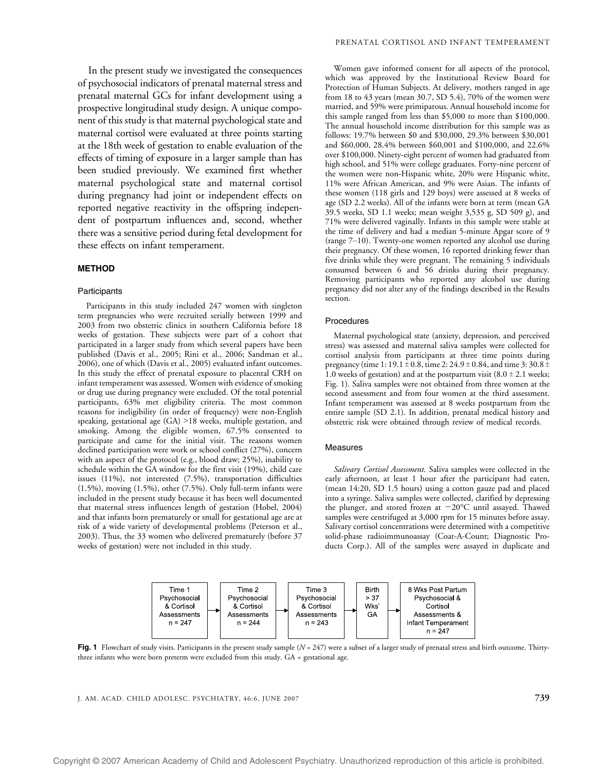In the present study we investigated the consequences of psychosocial indicators of prenatal maternal stress and prenatal maternal GCs for infant development using a prospective longitudinal study design. A unique component of this study is that maternal psychological state and maternal cortisol were evaluated at three points starting at the 18th week of gestation to enable evaluation of the effects of timing of exposure in a larger sample than has been studied previously. We examined first whether maternal psychological state and maternal cortisol during pregnancy had joint or independent effects on reported negative reactivity in the offspring independent of postpartum influences and, second, whether there was a sensitive period during fetal development for these effects on infant temperament.

## METHOD

### Participants

Participants in this study included 247 women with singleton term pregnancies who were recruited serially between 1999 and 2003 from two obstetric clinics in southern California before 18 weeks of gestation. These subjects were part of a cohort that participated in a larger study from which several papers have been published (Davis et al., 2005; Rini et al., 2006; Sandman et al., 2006), one of which (Davis et al., 2005) evaluated infant outcomes. In this study the effect of prenatal exposure to placental CRH on infant temperament was assessed. Women with evidence of smoking or drug use during pregnancy were excluded. Of the total potential participants, 63% met eligibility criteria. The most common reasons for ineligibility (in order of frequency) were non-English speaking, gestational age (GA) >18 weeks, multiple gestation, and smoking. Among the eligible women, 67.5% consented to participate and came for the initial visit. The reasons women declined participation were work or school conflict (27%), concern with an aspect of the protocol (e.g., blood draw; 25%), inability to schedule within the GA window for the first visit (19%), child care issues (11%), not interested (7.5%), transportation difficulties (1.5%), moving (1.5%), other (7.5%). Only full-term infants were included in the present study because it has been well documented that maternal stress influences length of gestation (Hobel, 2004) and that infants born prematurely or small for gestational age are at risk of a wide variety of developmental problems (Peterson et al., 2003). Thus, the 33 women who delivered prematurely (before 37 weeks of gestation) were not included in this study.

Women gave informed consent for all aspects of the protocol, which was approved by the Institutional Review Board for Protection of Human Subjects. At delivery, mothers ranged in age from 18 to 43 years (mean 30.7, SD 5.4), 70% of the women were married, and 59% were primiparous. Annual household income for this sample ranged from less than $5,000 to more than $100,000. The annual household income distribution for this sample was as follows: 19.7% between $0 and $30,000, 29.3% between $30,001 and $60,000, 28.4% between $60,001 and $100,000, and 22.6% over $100,000. Ninety-eight percent of women had graduated from high school, and 51% were college graduates. Forty-nine percent of the women were non-Hispanic white, 20% were Hispanic white, 11% were African American, and 9% were Asian. The infants of these women (118 girls and 129 boys) were assessed at 8 weeks of age (SD 2.2 weeks). All of the infants were born at term (mean GA 39.5 weeks, SD 1.1 weeks; mean weight 3,535 g, SD 509 g), and 71% were delivered vaginally. Infants in this sample were stable at the time of delivery and had a median 5-minute Apgar score of 9 (range 7–10). Twenty-one women reported any alcohol use during their pregnancy. Of these women, 16 reported drinking fewer than five drinks while they were pregnant. The remaining 5 individuals consumed between 6 and 56 drinks during their pregnancy. Removing participants who reported any alcohol use during pregnancy did not alter any of the findings described in the Results section.

### Procedures

Maternal psychological state (anxiety, depression, and perceived stress) was assessed and maternal saliva samples were collected for cortisol analysis from participants at three time points during pregnancy (time 1: $19.1 \pm 0.8$, time 2: $24.9 \pm 0.84$, and time 3: $30.8 \pm 1.0$ weeks of gestation) and at the postpartum visit ($8.0 \pm 2.1$ weeks; Fig. 1). Saliva samples were not obtained from three women at the second assessment and from four women at the third assessment. Infant temperament was assessed at 8 weeks postpartum from the entire sample (SD 2.1). In addition, prenatal medical history and obstetric risk were obtained through review of medical records.

### Measures

*Salivary Cortisol Assessment.* Saliva samples were collected in the early afternoon, at least 1 hour after the participant had eaten, (mean 14:20, SD 1.5 hours) using a cotton gauze pad and placed into a syringe. Saliva samples were collected, clarified by depressing the plunger, and stored frozen at −20°C until assayed. Thawed samples were centrifuged at 3,000 rpm for 15 minutes before assay. Salivary cortisol concentrations were determined with a competitive solid-phase radioimmunoassay (Coat-A-Count; Diagnostic Products Corp.). All of the samples were assayed in duplicate and

Time 1 Psychosocial & Cortisol Assessments n = 247 → Time 2 Psychosocial & Cortisol Assessments n = 244 → Time 3 Psychosocial & Cortisol Assessments n = 243 → Birth > 37 Wks' GA → 8 Wks Post Partum Psychosocial & Cortisol Assessments & Infant Temperament n = 247

**Fig. 1** Flowchart of study visits. Participants in the present study sample ($N = 247$) were a subset of a larger study of prenatal stress and birth outcome. Thirty-three infants who were born preterm were excluded from this study. GA = gestational age.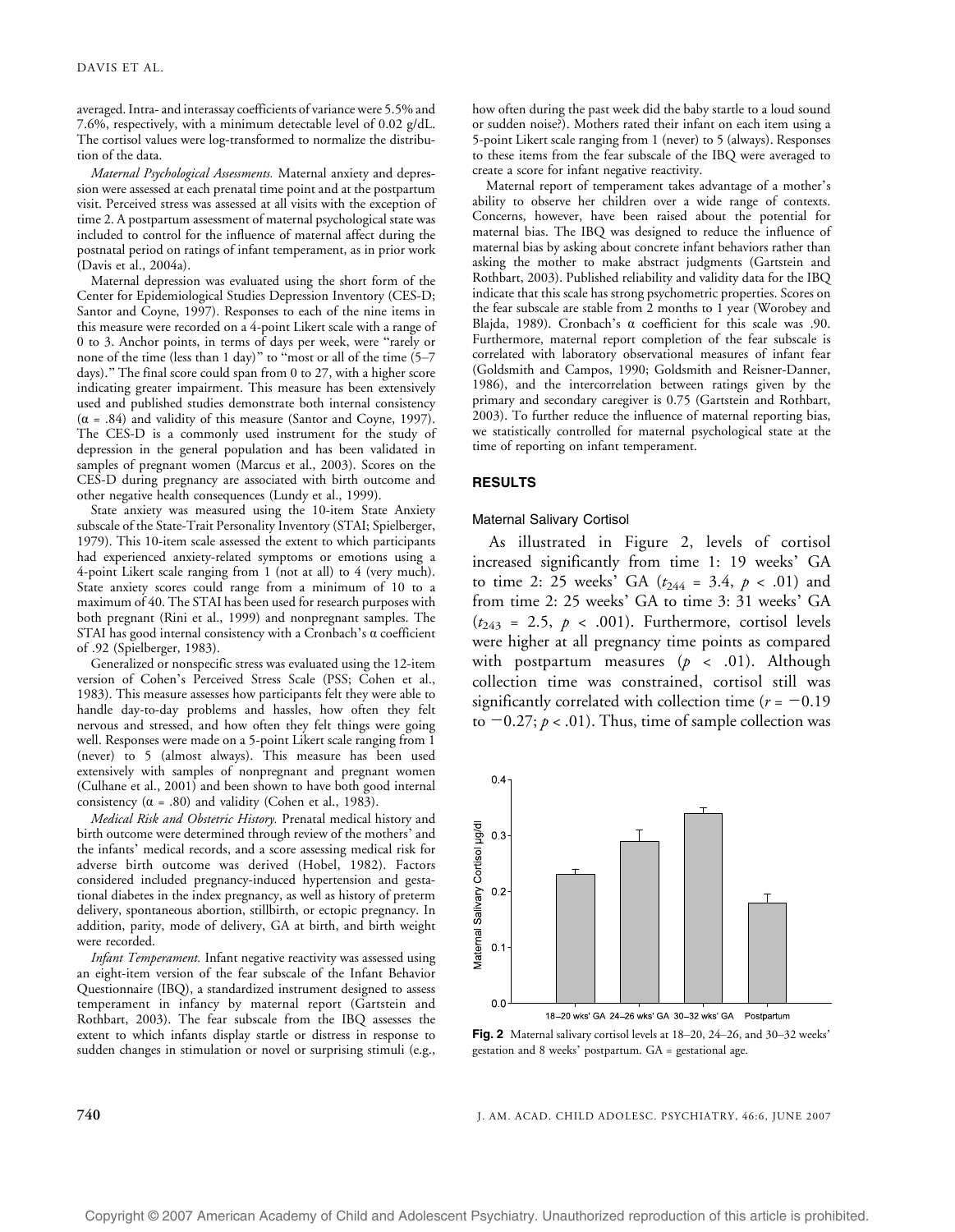averaged. Intra- and interassay coefficients of variance were 5.5% and 7.6%, respectively, with a minimum detectable level of 0.02 g/dL. The cortisol values were log-transformed to normalize the distribution of the data.

*Maternal Psychological Assessments.* Maternal anxiety and depression were assessed at each prenatal time point and at the postpartum visit. Perceived stress was assessed at all visits with the exception of time 2. A postpartum assessment of maternal psychological state was included to control for the influence of maternal affect during the postnatal period on ratings of infant temperament, as in prior work (Davis et al., 2004a).

Maternal depression was evaluated using the short form of the Center for Epidemiological Studies Depression Inventory (CES-D; Santor and Coyne, 1997). Responses to each of the nine items in this measure were recorded on a 4-point Likert scale with a range of 0 to 3. Anchor points, in terms of days per week, were "rarely or none of the time (less than 1 day)" to "most or all of the time (5–7 days)." The final score could span from 0 to 27, with a higher score indicating greater impairment. This measure has been extensively used and published studies demonstrate both internal consistency ($\alpha$ = .84) and validity of this measure (Santor and Coyne, 1997). The CES-D is a commonly used instrument for the study of depression in the general population and has been validated in samples of pregnant women (Marcus et al., 2003). Scores on the CES-D during pregnancy are associated with birth outcome and other negative health consequences (Lundy et al., 1999).

State anxiety was measured using the 10-item State Anxiety subscale of the State-Trait Personality Inventory (STAI; Spielberger, 1979). This 10-item scale assessed the extent to which participants had experienced anxiety-related symptoms or emotions using a 4-point Likert scale ranging from 1 (not at all) to 4 (very much). State anxiety scores could range from a minimum of 10 to a maximum of 40. The STAI has been used for research purposes with both pregnant (Rini et al., 1999) and nonpregnant samples. The STAI has good internal consistency with a Cronbach's $\alpha$ coefficient of .92 (Spielberger, 1983).

Generalized or nonspecific stress was evaluated using the 12-item version of Cohen's Perceived Stress Scale (PSS; Cohen et al., 1983). This measure assesses how participants felt they were able to handle day-to-day problems and hassles, how often they felt nervous and stressed, and how often they felt things were going well. Responses were made on a 5-point Likert scale ranging from 1 (never) to 5 (almost always). This measure has been used extensively with samples of nonpregnant and pregnant women (Culhane et al., 2001) and been shown to have both good internal consistency ($\alpha$ = .80) and validity (Cohen et al., 1983).

*Medical Risk and Obstetric History.* Prenatal medical history and birth outcome were determined through review of the mothers' and the infants' medical records, and a score assessing medical risk for adverse birth outcome was derived (Hobel, 1982). Factors considered included pregnancy-induced hypertension and gestational diabetes in the index pregnancy, as well as history of preterm delivery, spontaneous abortion, stillbirth, or ectopic pregnancy. In addition, parity, mode of delivery, GA at birth, and birth weight were recorded.

*Infant Temperament.* Infant negative reactivity was assessed using an eight-item version of the fear subscale of the Infant Behavior Questionnaire (IBQ), a standardized instrument designed to assess temperament in infancy by maternal report (Gartstein and Rothbart, 2003). The fear subscale from the IBQ assesses the extent to which infants display startle or distress in response to sudden changes in stimulation or novel or surprising stimuli (e.g., how often during the past week did the baby startle to a loud sound or sudden noise?). Mothers rated their infant on each item using a 5-point Likert scale ranging from 1 (never) to 5 (always). Responses to these items from the fear subscale of the IBQ were averaged to create a score for infant negative reactivity.

Maternal report of temperament takes advantage of a mother's ability to observe her children over a wide range of contexts. Concerns, however, have been raised about the potential for maternal bias. The IBQ was designed to reduce the influence of maternal bias by asking about concrete infant behaviors rather than asking the mother to make abstract judgments (Gartstein and Rothbart, 2003). Published reliability and validity data for the IBQ indicate that this scale has strong psychometric properties. Scores on the fear subscale are stable from 2 months to 1 year (Worobey and Blajda, 1989). Cronbach's $\alpha$ coefficient for this scale was .90. Furthermore, maternal report completion of the fear subscale is correlated with laboratory observational measures of infant fear (Goldsmith and Campos, 1990; Goldsmith and Reisner-Danner, 1986), and the intercorrelation between ratings given by the primary and secondary caregiver is 0.75 (Gartstein and Rothbart, 2003). To further reduce the influence of maternal reporting bias, we statistically controlled for maternal psychological state at the time of reporting on infant temperament.

## RESULTS

### Maternal Salivary Cortisol

As illustrated in Figure 2, levels of cortisol increased significantly from time 1: 19 weeks' GA to time 2: 25 weeks' GA ($t_{244}$ = 3.4, $p$ < .01) and from time 2: 25 weeks' GA to time 3: 31 weeks' GA ($t_{243}$ = 2.5, $p$ < .001). Furthermore, cortisol levels were higher at all pregnancy time points as compared with postpartum measures ($p$ < .01). Although collection time was constrained, cortisol still was significantly correlated with collection time ($r$ = −0.19 to −0.27; $p$ < .01). Thus, time of sample collection was

**Fig. 2** Maternal salivary cortisol levels at 18–20, 24–26, and 30–32 weeks' gestation and 8 weeks' postpartum. GA = gestational age.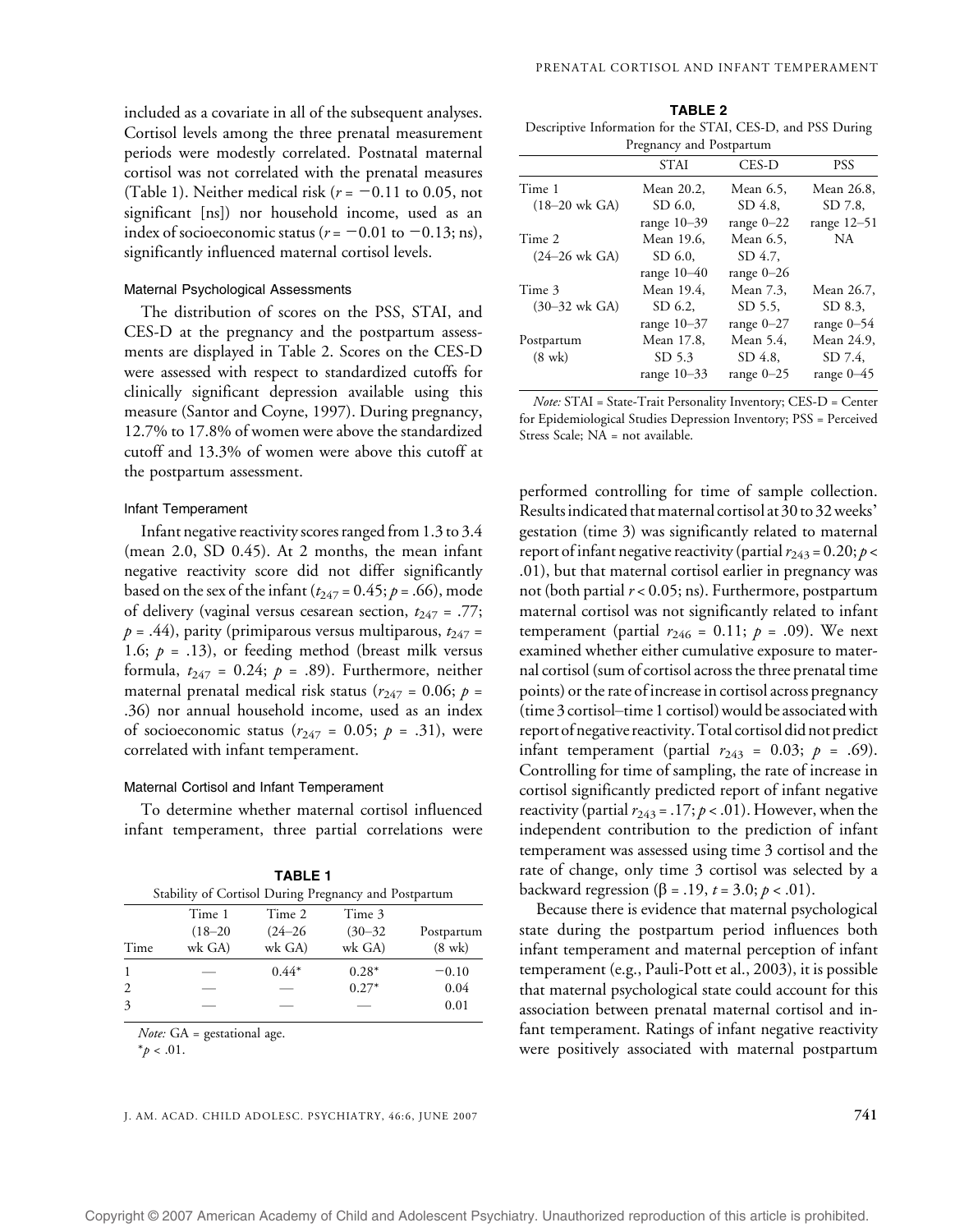included as a covariate in all of the subsequent analyses. Cortisol levels among the three prenatal measurement periods were modestly correlated. Postnatal maternal cortisol was not correlated with the prenatal measures (Table 1). Neither medical risk ($r = -0.11$ to 0.05, not significant [ns]) nor household income, used as an index of socioeconomic status ($r = -0.01$ to $-0.13$; ns), significantly influenced maternal cortisol levels.

### Maternal Psychological Assessments

The distribution of scores on the PSS, STAI, and CES-D at the pregnancy and the postpartum assessments are displayed in Table 2. Scores on the CES-D were assessed with respect to standardized cutoffs for clinically significant depression available using this measure (Santor and Coyne, 1997). During pregnancy, 12.7% to 17.8% of women were above the standardized cutoff and 13.3% of women were above this cutoff at the postpartum assessment.

### Infant Temperament

Infant negative reactivity scores ranged from 1.3 to 3.4 (mean 2.0, SD 0.45). At 2 months, the mean infant negative reactivity score did not differ significantly based on the sex of the infant ($t_{247} = 0.45$; $p = .66$), mode of delivery (vaginal versus cesarean section, $t_{247} = .77$; $p = .44$), parity (primiparous versus multiparous, $t_{247} = 1.6$; $p = .13$), or feeding method (breast milk versus formula, $t_{247} = 0.24$; $p = .89$). Furthermore, neither maternal prenatal medical risk status ($r_{247} = 0.06$; $p = .36$) nor annual household income, used as an index of socioeconomic status ($r_{247} = 0.05$; $p = .31$), were correlated with infant temperament.

### Maternal Cortisol and Infant Temperament

To determine whether maternal cortisol influenced infant temperament, three partial correlations were performed controlling for time of sample collection. Results indicated that maternal cortisol at 30 to 32 weeks' gestation (time 3) was significantly related to maternal report of infant negative reactivity (partial $r_{243} = 0.20$; $p < .01$), but that maternal cortisol earlier in pregnancy was not (both partial $r < 0.05$; ns). Furthermore, postpartum maternal cortisol was not significantly related to infant temperament (partial $r_{246} = 0.11$; $p = .09$). We next examined whether either cumulative exposure to maternal cortisol (sum of cortisol across the three prenatal time points) or the rate of increase in cortisol across pregnancy (time 3 cortisol–time 1 cortisol) would be associated with report of negative reactivity. Total cortisol did not predict infant temperament (partial $r_{243} = 0.03$; $p = .69$). Controlling for time of sampling, the rate of increase in cortisol significantly predicted report of infant negative reactivity (partial $r_{243} = .17$; $p < .01$). However, when the independent contribution to the prediction of infant temperament was assessed using time 3 cortisol and the rate of change, only time 3 cortisol was selected by a backward regression ($\beta = .19$, $t = 3.0$; $p < .01$).

Because there is evidence that maternal psychological state during the postpartum period influences both infant temperament and maternal perception of infant temperament (e.g., Pauli-Pott et al., 2003), it is possible that maternal psychological state could account for this association between prenatal maternal cortisol and infant temperament. Ratings of infant negative reactivity were positively associated with maternal postpartum

**TABLE 1**
Stability of Cortisol During Pregnancy and Postpartum

| Time | Time 1 (18–20 wk GA) | Time 2 (24–26 wk GA) | Time 3 (30–32 wk GA) | Postpartum (8 wk) |
|---|---|---|---|---|
| 1 | — | 0.44* | 0.28* | −0.10 |
| 2 | — | — | 0.27* | 0.04 |
| 3 | — | — | — | 0.01 |

*Note:* GA = gestational age.
*$p < .01$.

**TABLE 2**
Descriptive Information for the STAI, CES-D, and PSS During Pregnancy and Postpartum

| | STAI | CES-D | PSS |
|---|---|---|---|
| Time 1 (18–20 wk GA) | Mean 20.2, SD 6.0, range 10–39 | Mean 6.5, SD 4.8, range 0–22 | Mean 26.8, SD 7.8, range 12–51 |
| Time 2 (24–26 wk GA) | Mean 19.6, SD 6.0, range 10–40 | Mean 6.5, SD 4.7, range 0–26 | NA |
| Time 3 (30–32 wk GA) | Mean 19.4, SD 6.2, range 10–37 | Mean 7.3, SD 5.5, range 0–27 | Mean 26.7, SD 8.3, range 0–54 |
| Postpartum (8 wk) | Mean 17.8, SD 5.3 range 10–33 | Mean 5.4, SD 4.8, range 0–25 | Mean 24.9, SD 7.4, range 0–45 |

*Note:* STAI = State-Trait Personality Inventory; CES-D = Center for Epidemiological Studies Depression Inventory; PSS = Perceived Stress Scale; NA = not available.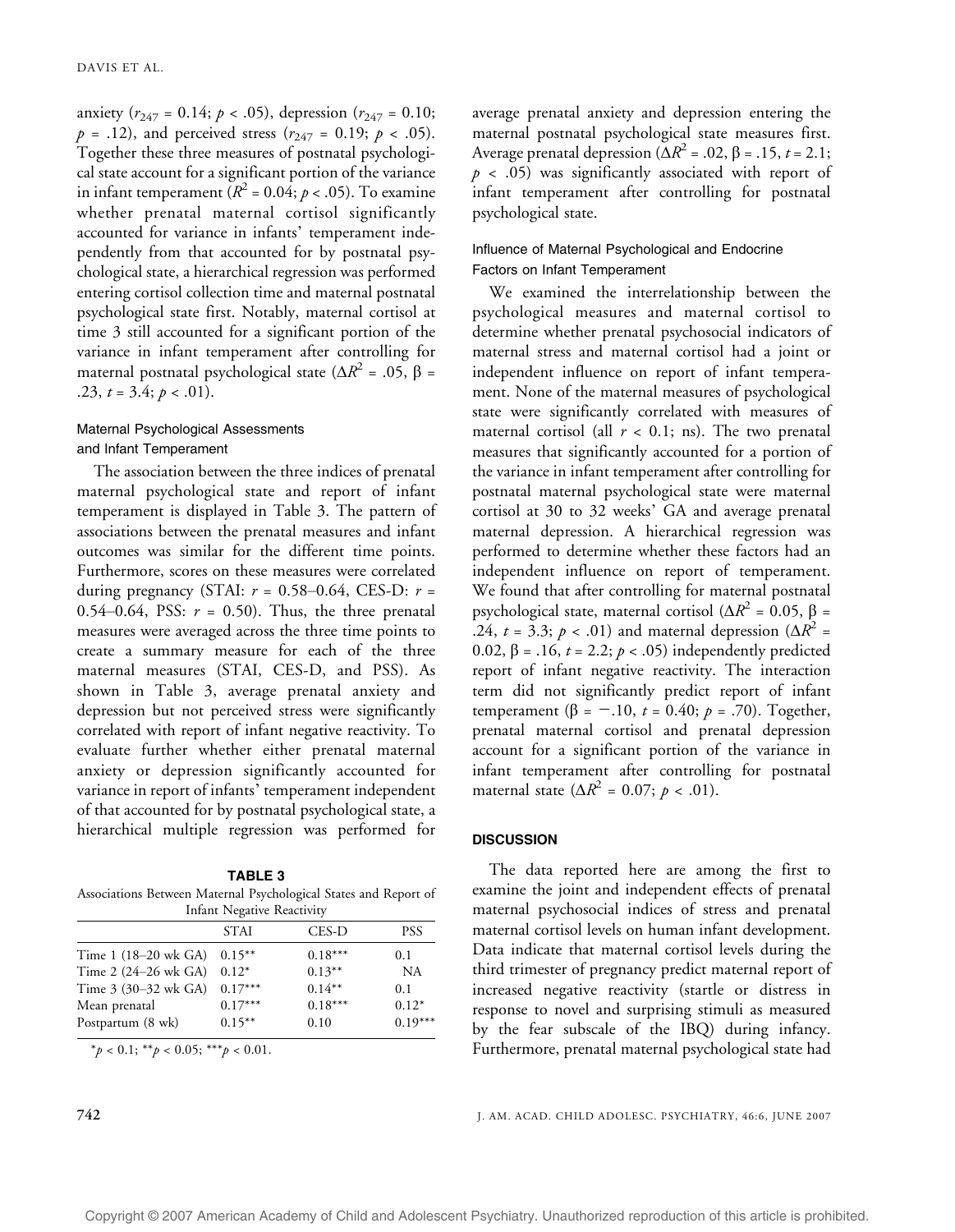anxiety ($r_{247} = 0.14$; $p < .05$), depression ($r_{247} = 0.10$; $p = .12$), and perceived stress ($r_{247} = 0.19$; $p < .05$). Together these three measures of postnatal psychological state account for a significant portion of the variance in infant temperament ($R^2 = 0.04$; $p < .05$). To examine whether prenatal maternal cortisol significantly accounted for variance in infants' temperament independently from that accounted for by postnatal psychological state, a hierarchical regression was performed entering cortisol collection time and maternal postnatal psychological state first. Notably, maternal cortisol at time 3 still accounted for a significant portion of the variance in infant temperament after controlling for maternal postnatal psychological state ($\Delta R^2 = .05$, $\beta = .23$, $t = 3.4$; $p < .01$).

### Maternal Psychological Assessments and Infant Temperament

The association between the three indices of prenatal maternal psychological state and report of infant temperament is displayed in Table 3. The pattern of associations between the prenatal measures and infant outcomes was similar for the different time points. Furthermore, scores on these measures were correlated during pregnancy (STAI: $r = 0.58$–$0.64$, CES-D: $r = 0.54$–$0.64$, PSS: $r = 0.50$). Thus, the three prenatal measures were averaged across the three time points to create a summary measure for each of the three maternal measures (STAI, CES-D, and PSS). As shown in Table 3, average prenatal anxiety and depression but not perceived stress were significantly correlated with report of infant negative reactivity. To evaluate further whether either prenatal maternal anxiety or depression significantly accounted for variance in report of infants' temperament independent of that accounted for by postnatal psychological state, a hierarchical multiple regression was performed for average prenatal anxiety and depression entering the maternal postnatal psychological state measures first. Average prenatal depression ($\Delta R^2 = .02$, $\beta = .15$, $t = 2.1$; $p < .05$) was significantly associated with report of infant temperament after controlling for postnatal psychological state.

**TABLE 3**
Associations Between Maternal Psychological States and Report of Infant Negative Reactivity

| | STAI | CES-D | PSS |
|---|---|---|---|
| Time 1 (18–20 wk GA) | 0.15** | 0.18*** | 0.1 |
| Time 2 (24–26 wk GA) | 0.12* | 0.13** | NA |
| Time 3 (30–32 wk GA) | 0.17*** | 0.14** | 0.1 |
| Mean prenatal | 0.17*** | 0.18*** | 0.12* |
| Postpartum (8 wk) | 0.15** | 0.10 | 0.19*** |

*$p < 0.1$; **$p < 0.05$; ***$p < 0.01$.

### Influence of Maternal Psychological and Endocrine Factors on Infant Temperament

We examined the interrelationship between the psychological measures and maternal cortisol to determine whether prenatal psychosocial indicators of maternal stress and maternal cortisol had a joint or independent influence on report of infant temperament. None of the maternal measures of psychological state were significantly correlated with measures of maternal cortisol (all $r < 0.1$; ns). The two prenatal measures that significantly accounted for a portion of the variance in infant temperament after controlling for postnatal maternal psychological state were maternal cortisol at 30 to 32 weeks' GA and average prenatal maternal depression. A hierarchical regression was performed to determine whether these factors had an independent influence on report of temperament. We found that after controlling for maternal postnatal psychological state, maternal cortisol ($\Delta R^2 = 0.05$, $\beta = .24$, $t = 3.3$; $p < .01$) and maternal depression ($\Delta R^2 = 0.02$, $\beta = .16$, $t = 2.2$; $p < .05$) independently predicted report of infant negative reactivity. The interaction term did not significantly predict report of infant temperament ($\beta = -.10$, $t = 0.40$; $p = .70$). Together, prenatal maternal cortisol and prenatal depression account for a significant portion of the variance in infant temperament after controlling for postnatal maternal state ($\Delta R^2 = 0.07$; $p < .01$).

## DISCUSSION

The data reported here are among the first to examine the joint and independent effects of prenatal maternal psychosocial indices of stress and prenatal maternal cortisol levels on human infant development. Data indicate that maternal cortisol levels during the third trimester of pregnancy predict maternal report of increased negative reactivity (startle or distress in response to novel and surprising stimuli as measured by the fear subscale of the IBQ) during infancy. Furthermore, prenatal maternal psychological state had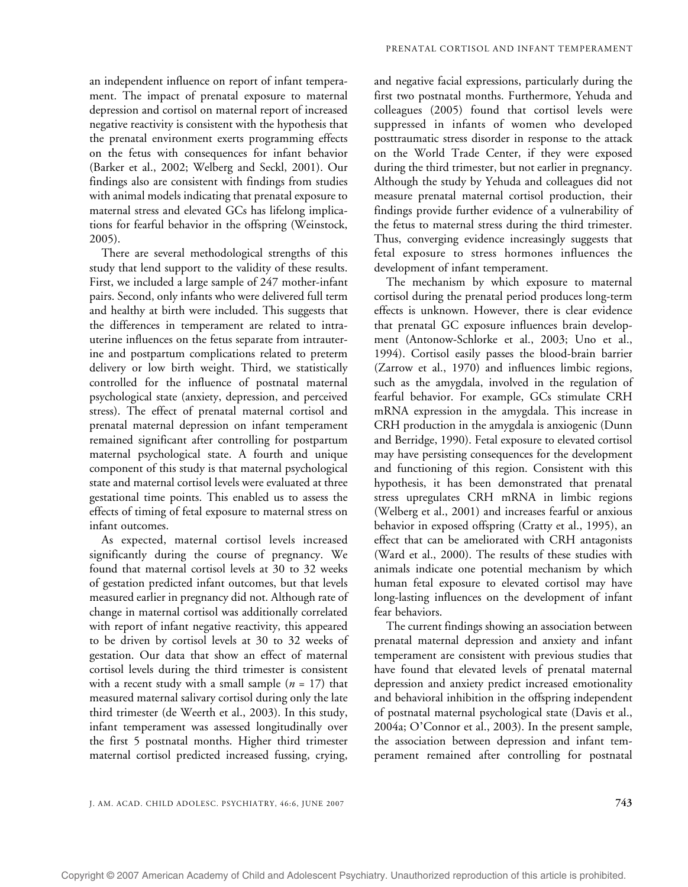an independent influence on report of infant temperament. The impact of prenatal exposure to maternal depression and cortisol on maternal report of increased negative reactivity is consistent with the hypothesis that the prenatal environment exerts programming effects on the fetus with consequences for infant behavior (Barker et al., 2002; Welberg and Seckl, 2001). Our findings also are consistent with findings from studies with animal models indicating that prenatal exposure to maternal stress and elevated GCs has lifelong implications for fearful behavior in the offspring (Weinstock, 2005).

There are several methodological strengths of this study that lend support to the validity of these results. First, we included a large sample of 247 mother-infant pairs. Second, only infants who were delivered full term and healthy at birth were included. This suggests that the differences in temperament are related to intrauterine influences on the fetus separate from intrauterine and postpartum complications related to preterm delivery or low birth weight. Third, we statistically controlled for the influence of postnatal maternal psychological state (anxiety, depression, and perceived stress). The effect of prenatal maternal cortisol and prenatal maternal depression on infant temperament remained significant after controlling for postpartum maternal psychological state. A fourth and unique component of this study is that maternal psychological state and maternal cortisol levels were evaluated at three gestational time points. This enabled us to assess the effects of timing of fetal exposure to maternal stress on infant outcomes.

As expected, maternal cortisol levels increased significantly during the course of pregnancy. We found that maternal cortisol levels at 30 to 32 weeks of gestation predicted infant outcomes, but that levels measured earlier in pregnancy did not. Although rate of change in maternal cortisol was additionally correlated with report of infant negative reactivity, this appeared to be driven by cortisol levels at 30 to 32 weeks of gestation. Our data that show an effect of maternal cortisol levels during the third trimester is consistent with a recent study with a small sample ($n = 17$) that measured maternal salivary cortisol during only the late third trimester (de Weerth et al., 2003). In this study, infant temperament was assessed longitudinally over the first 5 postnatal months. Higher third trimester maternal cortisol predicted increased fussing, crying, and negative facial expressions, particularly during the first two postnatal months. Furthermore, Yehuda and colleagues (2005) found that cortisol levels were suppressed in infants of women who developed posttraumatic stress disorder in response to the attack on the World Trade Center, if they were exposed during the third trimester, but not earlier in pregnancy. Although the study by Yehuda and colleagues did not measure prenatal maternal cortisol production, their findings provide further evidence of a vulnerability of the fetus to maternal stress during the third trimester. Thus, converging evidence increasingly suggests that fetal exposure to stress hormones influences the development of infant temperament.

The mechanism by which exposure to maternal cortisol during the prenatal period produces long-term effects is unknown. However, there is clear evidence that prenatal GC exposure influences brain development (Antonow-Schlorke et al., 2003; Uno et al., 1994). Cortisol easily passes the blood-brain barrier (Zarrow et al., 1970) and influences limbic regions, such as the amygdala, involved in the regulation of fearful behavior. For example, GCs stimulate CRH mRNA expression in the amygdala. This increase in CRH production in the amygdala is anxiogenic (Dunn and Berridge, 1990). Fetal exposure to elevated cortisol may have persisting consequences for the development and functioning of this region. Consistent with this hypothesis, it has been demonstrated that prenatal stress upregulates CRH mRNA in limbic regions (Welberg et al., 2001) and increases fearful or anxious behavior in exposed offspring (Cratty et al., 1995), an effect that can be ameliorated with CRH antagonists (Ward et al., 2000). The results of these studies with animals indicate one potential mechanism by which human fetal exposure to elevated cortisol may have long-lasting influences on the development of infant fear behaviors.

The current findings showing an association between prenatal maternal depression and anxiety and infant temperament are consistent with previous studies that have found that elevated levels of prenatal maternal depression and anxiety predict increased emotionality and behavioral inhibition in the offspring independent of postnatal maternal psychological state (Davis et al., 2004a; O'Connor et al., 2003). In the present sample, the association between depression and infant temperament remained after controlling for postnatal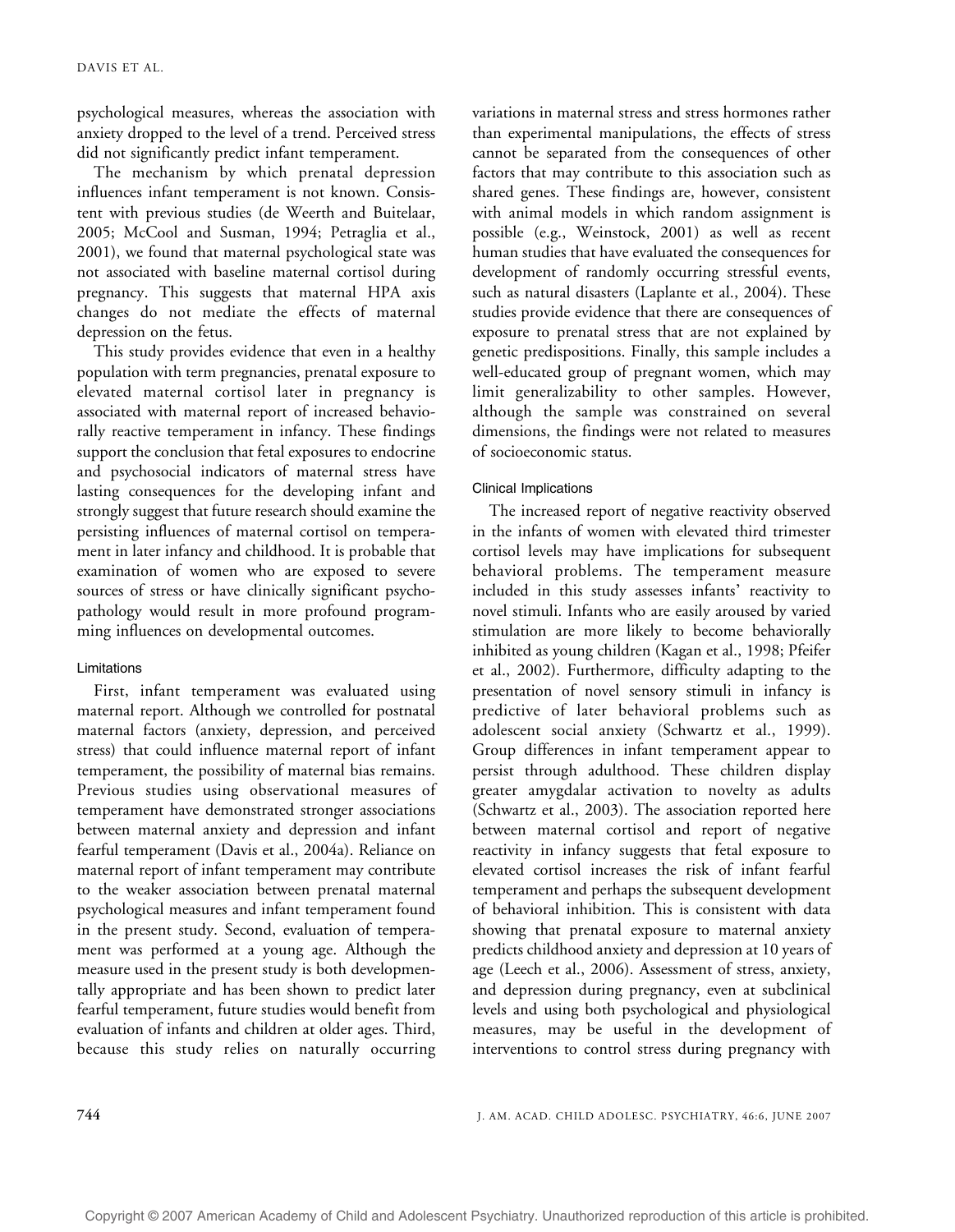psychological measures, whereas the association with anxiety dropped to the level of a trend. Perceived stress did not significantly predict infant temperament.

The mechanism by which prenatal depression influences infant temperament is not known. Consistent with previous studies (de Weerth and Buitelaar, 2005; McCool and Susman, 1994; Petraglia et al., 2001), we found that maternal psychological state was not associated with baseline maternal cortisol during pregnancy. This suggests that maternal HPA axis changes do not mediate the effects of maternal depression on the fetus.

This study provides evidence that even in a healthy population with term pregnancies, prenatal exposure to elevated maternal cortisol later in pregnancy is associated with maternal report of increased behaviorally reactive temperament in infancy. These findings support the conclusion that fetal exposures to endocrine and psychosocial indicators of maternal stress have lasting consequences for the developing infant and strongly suggest that future research should examine the persisting influences of maternal cortisol on temperament in later infancy and childhood. It is probable that examination of women who are exposed to severe sources of stress or have clinically significant psychopathology would result in more profound programming influences on developmental outcomes.

### Limitations

First, infant temperament was evaluated using maternal report. Although we controlled for postnatal maternal factors (anxiety, depression, and perceived stress) that could influence maternal report of infant temperament, the possibility of maternal bias remains. Previous studies using observational measures of temperament have demonstrated stronger associations between maternal anxiety and depression and infant fearful temperament (Davis et al., 2004a). Reliance on maternal report of infant temperament may contribute to the weaker association between prenatal maternal psychological measures and infant temperament found in the present study. Second, evaluation of temperament was performed at a young age. Although the measure used in the present study is both developmentally appropriate and has been shown to predict later fearful temperament, future studies would benefit from evaluation of infants and children at older ages. Third, because this study relies on naturally occurring variations in maternal stress and stress hormones rather than experimental manipulations, the effects of stress cannot be separated from the consequences of other factors that may contribute to this association such as shared genes. These findings are, however, consistent with animal models in which random assignment is possible (e.g., Weinstock, 2001) as well as recent human studies that have evaluated the consequences for development of randomly occurring stressful events, such as natural disasters (Laplante et al., 2004). These studies provide evidence that there are consequences of exposure to prenatal stress that are not explained by genetic predispositions. Finally, this sample includes a well-educated group of pregnant women, which may limit generalizability to other samples. However, although the sample was constrained on several dimensions, the findings were not related to measures of socioeconomic status.

### Clinical Implications

The increased report of negative reactivity observed in the infants of women with elevated third trimester cortisol levels may have implications for subsequent behavioral problems. The temperament measure included in this study assesses infants' reactivity to novel stimuli. Infants who are easily aroused by varied stimulation are more likely to become behaviorally inhibited as young children (Kagan et al., 1998; Pfeifer et al., 2002). Furthermore, difficulty adapting to the presentation of novel sensory stimuli in infancy is predictive of later behavioral problems such as adolescent social anxiety (Schwartz et al., 1999). Group differences in infant temperament appear to persist through adulthood. These children display greater amygdalar activation to novelty as adults (Schwartz et al., 2003). The association reported here between maternal cortisol and report of negative reactivity in infancy suggests that fetal exposure to elevated cortisol increases the risk of infant fearful temperament and perhaps the subsequent development of behavioral inhibition. This is consistent with data showing that prenatal exposure to maternal anxiety predicts childhood anxiety and depression at 10 years of age (Leech et al., 2006). Assessment of stress, anxiety, and depression during pregnancy, even at subclinical levels and using both psychological and physiological measures, may be useful in the development of interventions to control stress during pregnancy with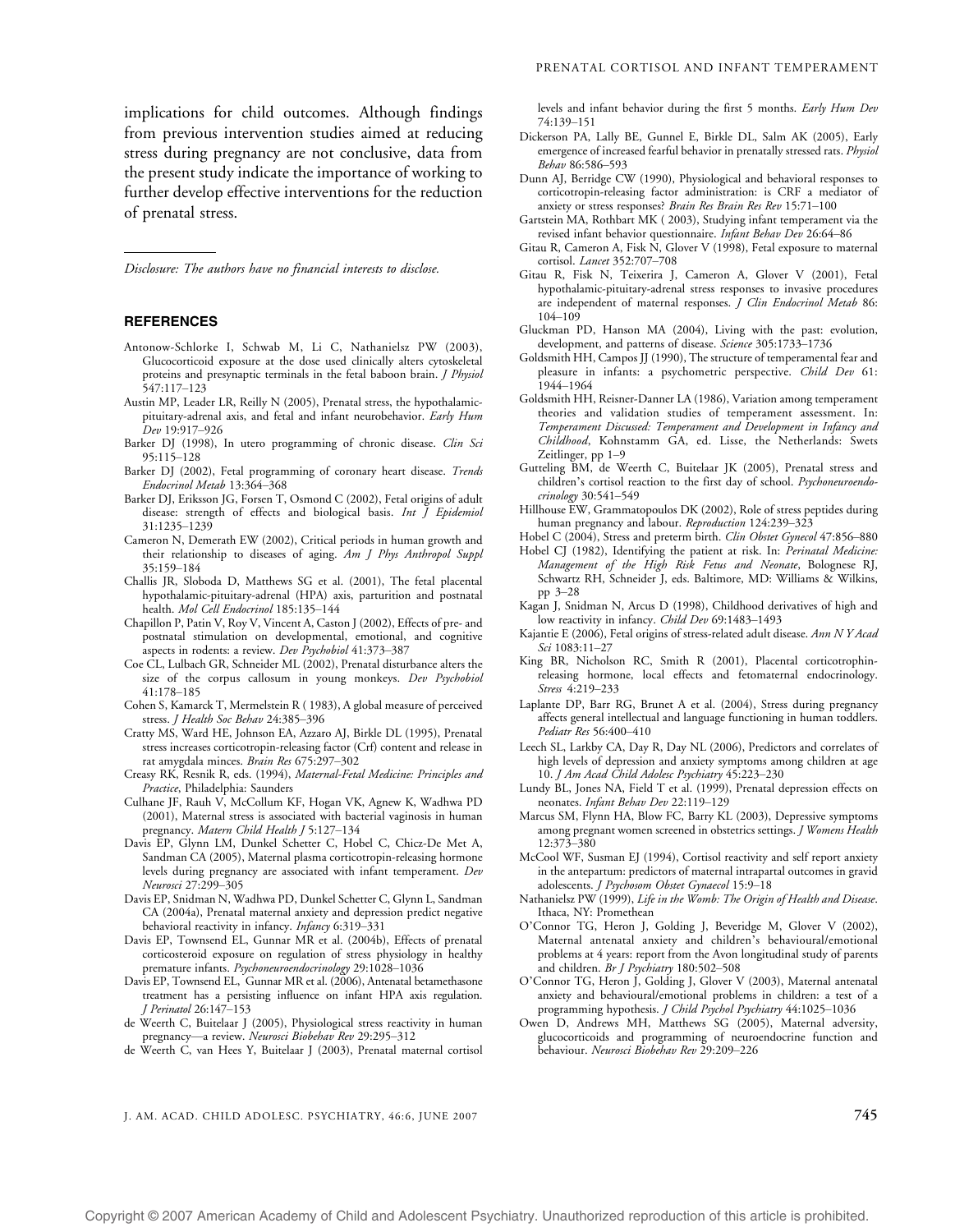implications for child outcomes. Although findings from previous intervention studies aimed at reducing stress during pregnancy are not conclusive, data from the present study indicate the importance of working to further develop effective interventions for the reduction of prenatal stress.

*Disclosure: The authors have no financial interests to disclose.*

## REFERENCES

Antonow-Schlorke I, Schwab M, Li C, Nathanielsz PW (2003), Glucocorticoid exposure at the dose used clinically alters cytoskeletal proteins and presynaptic terminals in the fetal baboon brain. *J Physiol* 547:117–123

Austin MP, Leader LR, Reilly N (2005), Prenatal stress, the hypothalamic-pituitary-adrenal axis, and fetal and infant neurobehavior. *Early Hum Dev* 19:917–926

Barker DJ (1998), In utero programming of chronic disease. *Clin Sci* 95:115–128

Barker DJ (2002), Fetal programming of coronary heart disease. *Trends Endocrinol Metab* 13:364–368

Barker DJ, Eriksson JG, Forsen T, Osmond C (2002), Fetal origins of adult disease: strength of effects and biological basis. *Int J Epidemiol* 31:1235–1239

Cameron N, Demerath EW (2002), Critical periods in human growth and their relationship to diseases of aging. *Am J Phys Anthropol Suppl* 35:159–184

Challis JR, Sloboda D, Matthews SG et al. (2001), The fetal placental hypothalamic-pituitary-adrenal (HPA) axis, parturition and postnatal health. *Mol Cell Endocrinol* 185:135–144

Chapillon P, Patin V, Roy V, Vincent A, Caston J (2002), Effects of pre- and postnatal stimulation on developmental, emotional, and cognitive aspects in rodents: a review. *Dev Psychobiol* 41:373–387

Coe CL, Lulbach GR, Schneider ML (2002), Prenatal disturbance alters the size of the corpus callosum in young monkeys. *Dev Psychobiol* 41:178–185

Cohen S, Kamarck T, Mermelstein R ( 1983), A global measure of perceived stress. *J Health Soc Behav* 24:385–396

Cratty MS, Ward HE, Johnson EA, Azzaro AJ, Birkle DL (1995), Prenatal stress increases corticotropin-releasing factor (Crf) content and release in rat amygdala minces. *Brain Res* 675:297–302

Creasy RK, Resnik R, eds. (1994), *Maternal-Fetal Medicine: Principles and Practice*, Philadelphia: Saunders

Culhane JF, Rauh V, McCollum KF, Hogan VK, Agnew K, Wadhwa PD (2001), Maternal stress is associated with bacterial vaginosis in human pregnancy. *Matern Child Health J* 5:127–134

Davis EP, Glynn LM, Dunkel Schetter C, Hobel C, Chicz-De Met A, Sandman CA (2005), Maternal plasma corticotropin-releasing hormone levels during pregnancy are associated with infant temperament. *Dev Neurosci* 27:299–305

Davis EP, Snidman N, Wadhwa PD, Dunkel Schetter C, Glynn L, Sandman CA (2004a), Prenatal maternal anxiety and depression predict negative behavioral reactivity in infancy. *Infancy* 6:319–331

Davis EP, Townsend EL, Gunnar MR et al. (2004b), Effects of prenatal corticosteroid exposure on regulation of stress physiology in healthy premature infants. *Psychoneuroendocrinology* 29:1028–1036

Davis EP, Townsend EL, Gunnar MR et al. (2006), Antenatal betamethasone treatment has a persisting influence on infant HPA axis regulation. *J Perinatol* 26:147–153

de Weerth C, Buitelaar J (2005), Physiological stress reactivity in human pregnancy—a review. *Neurosci Biobehav Rev* 29:295–312

de Weerth C, van Hees Y, Buitelaar J (2003), Prenatal maternal cortisol levels and infant behavior during the first 5 months. *Early Hum Dev* 74:139–151

Dickerson PA, Lally BE, Gunnel E, Birkle DL, Salm AK (2005), Early emergence of increased fearful behavior in prenatally stressed rats. *Physiol Behav* 86:586–593

Dunn AJ, Berridge CW (1990), Physiological and behavioral responses to corticotropin-releasing factor administration: is CRF a mediator of anxiety or stress responses? *Brain Res Brain Res Rev* 15:71–100

Gartstein MA, Rothbart MK ( 2003), Studying infant temperament via the revised infant behavior questionnaire. *Infant Behav Dev* 26:64–86

Gitau R, Cameron A, Fisk N, Glover V (1998), Fetal exposure to maternal cortisol. *Lancet* 352:707–708

Gitau R, Fisk N, Teixerira J, Cameron A, Glover V (2001), Fetal hypothalamic-pituitary-adrenal stress responses to invasive procedures are independent of maternal responses. *J Clin Endocrinol Metab* 86: 104–109

Gluckman PD, Hanson MA (2004), Living with the past: evolution, development, and patterns of disease. *Science* 305:1733–1736

Goldsmith HH, Campos JJ (1990), The structure of temperamental fear and pleasure in infants: a psychometric perspective. *Child Dev* 61: 1944–1964

Goldsmith HH, Reisner-Danner LA (1986), Variation among temperament theories and validation studies of temperament assessment. In: *Temperament Discussed: Temperament and Development in Infancy and Childhood*, Kohnstamm GA, ed. Lisse, the Netherlands: Swets Zeitlinger, pp 1–9

Gutteling BM, de Weerth C, Buitelaar JK (2005), Prenatal stress and children's cortisol reaction to the first day of school. *Psychoneuroendocrinology* 30:541–549

Hillhouse EW, Grammatopoulos DK (2002), Role of stress peptides during human pregnancy and labour. *Reproduction* 124:239–323

Hobel C (2004), Stress and preterm birth. *Clin Obstet Gynecol* 47:856–880

Hobel CJ (1982), Identifying the patient at risk. In: *Perinatal Medicine: Management of the High Risk Fetus and Neonate*, Bolognese RJ, Schwartz RH, Schneider J, eds. Baltimore, MD: Williams & Wilkins, pp 3–28

Kagan J, Snidman N, Arcus D (1998), Childhood derivatives of high and low reactivity in infancy. *Child Dev* 69:1483–1493

Kajantie E (2006), Fetal origins of stress-related adult disease. *Ann N Y Acad Sci* 1083:11–27

King BR, Nicholson RC, Smith R (2001), Placental corticotrophin-releasing hormone, local effects and fetomaternal endocrinology. *Stress* 4:219–233

Laplante DP, Barr RG, Brunet A et al. (2004), Stress during pregnancy affects general intellectual and language functioning in human toddlers. *Pediatr Res* 56:400–410

Leech SL, Larkby CA, Day R, Day NL (2006), Predictors and correlates of high levels of depression and anxiety symptoms among children at age 10. *J Am Acad Child Adolesc Psychiatry* 45:223–230

Lundy BL, Jones NA, Field T et al. (1999), Prenatal depression effects on neonates. *Infant Behav Dev* 22:119–129

Marcus SM, Flynn HA, Blow FC, Barry KL (2003), Depressive symptoms among pregnant women screened in obstetrics settings. *J Womens Health* 12:373–380

McCool WF, Susman EJ (1994), Cortisol reactivity and self report anxiety in the antepartum: predictors of maternal intrapartal outcomes in gravid adolescents. *J Psychosom Obstet Gynaecol* 15:9–18

Nathanielsz PW (1999), *Life in the Womb: The Origin of Health and Disease*. Ithaca, NY: Promethean

O'Connor TG, Heron J, Golding J, Beveridge M, Glover V (2002), Maternal antenatal anxiety and children's behavioural/emotional problems at 4 years: report from the Avon longitudinal study of parents and children. *Br J Psychiatry* 180:502–508

O'Connor TG, Heron J, Golding J, Glover V (2003), Maternal antenatal anxiety and behavioural/emotional problems in children: a test of a programming hypothesis. *J Child Psychol Psychiatry* 44:1025–1036

Owen D, Andrews MH, Matthews SG (2005), Maternal adversity, glucocorticoids and programming of neuroendocrine function and behaviour. *Neurosci Biobehav Rev* 29:209–226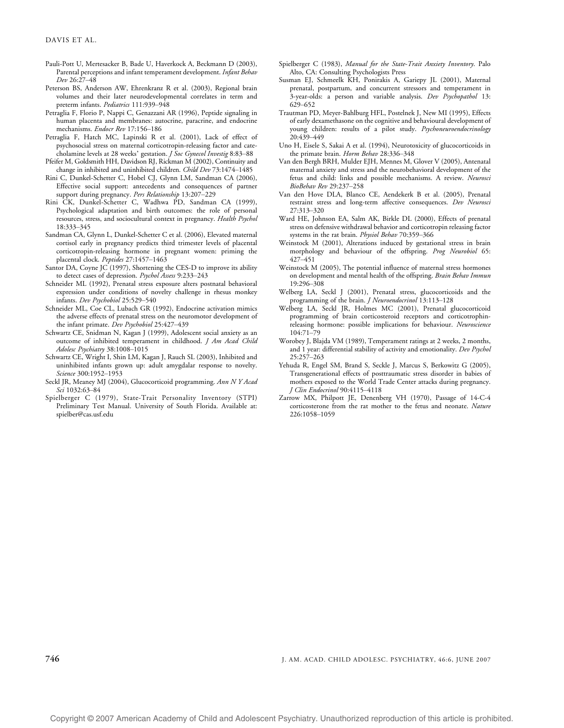Pauli-Pott U, Mertesacker B, Bade U, Haverkock A, Beckmann D (2003), Parental perceptions and infant temperament development. *Infant Behav Dev* 26:27–48

Peterson BS, Anderson AW, Ehrenkranz R et al. (2003), Regional brain volumes and their later neurodevelopmental correlates in term and preterm infants. *Pediatrics* 111:939–948

Petraglia F, Florio P, Nappi C, Genazzani AR (1996), Peptide signaling in human placenta and membranes: autocrine, paracrine, and endocrine mechanisms. *Endocr Rev* 17:156–186

Petraglia F, Hatch MC, Lapinski R et al. (2001), Lack of effect of psychosocial stress on maternal corticotropin-releasing factor and catecholamine levels at 28 weeks' gestation. *J Soc Gynecol Investig* 8:83–88

Pfeifer M, Goldsmith HH, Davidson RJ, Rickman M (2002), Continuity and change in inhibited and uninhibited children. *Child Dev* 73:1474–1485

Rini C, Dunkel-Schetter C, Hobel CJ, Glynn LM, Sandman CA (2006), Effective social support: antecedents and consequences of partner support during pregnancy. *Pers Relationship* 13:207–229

Rini CK, Dunkel-Schetter C, Wadhwa PD, Sandman CA (1999), Psychological adaptation and birth outcomes: the role of personal resources, stress, and sociocultural context in pregnancy. *Health Psychol* 18:333–345

Sandman CA, Glynn L, Dunkel-Schetter C et al. (2006), Elevated maternal cortisol early in pregnancy predicts third trimester levels of placental corticotropin-releasing hormone in pregnant women: priming the placental clock. *Peptides* 27:1457–1463

Santor DA, Coyne JC (1997), Shortening the CES-D to improve its ability to detect cases of depression. *Psychol Assess* 9:233–243

Schneider ML (1992), Prenatal stress exposure alters postnatal behavioral expression under conditions of novelty challenge in rhesus monkey infants. *Dev Psychobiol* 25:529–540

Schneider ML, Coe CL, Lubach GR (1992), Endocrine activation mimics the adverse effects of prenatal stress on the neuromotor development of the infant primate. *Dev Psychobiol* 25:427–439

Schwartz CE, Snidman N, Kagan J (1999), Adolescent social anxiety as an outcome of inhibited temperament in childhood. *J Am Acad Child Adolesc Psychiatry* 38:1008–1015

Schwartz CE, Wright I, Shin LM, Kagan J, Rauch SL (2003), Inhibited and uninhibited infants grown up: adult amygdalar response to novelty. *Science* 300:1952–1953

Seckl JR, Meaney MJ (2004), Glucocorticoid programming. *Ann N Y Acad Sci* 1032:63–84

Spielberger C (1979), State-Trait Personality Inventory (STPI) Preliminary Test Manual. University of South Florida. Available at: spielber@cas.usf.edu

Spielberger C (1983), *Manual for the State-Trait Anxiety Inventory*. Palo Alto, CA: Consulting Psychologists Press

Susman EJ, Schmeelk KH, Ponirakis A, Gariepy JL (2001), Maternal prenatal, postpartum, and concurrent stressors and temperament in 3-year-olds: a person and variable analysis. *Dev Psychopathol* 13: 629–652

Trautman PD, Meyer-Bahlburg HFL, Postelnek J, New MI (1995), Effects of early dexamethasone on the cognitive and behavioural development of young children: results of a pilot study. *Psychoneuroendocrinology* 20:439–449

Uno H, Eisele S, Sakai A et al. (1994), Neurotoxicity of glucocorticoids in the primate brain. *Horm Behav* 28:336–348

Van den Bergh BRH, Mulder EJH, Mennes M, Glover V (2005), Antenatal maternal anxiety and stress and the neurobehavioral development of the fetus and child: links and possible mechanisms. A review. *Neurosci BioBehav Rev* 29:237–258

Van den Hove DLA, Blanco CE, Aendekerk B et al. (2005), Prenatal restraint stress and long-term affective consequences. *Dev Neurosci* 27:313–320

Ward HE, Johnson EA, Salm AK, Birkle DL (2000), Effects of prenatal stress on defensive withdrawal behavior and corticotropin releasing factor systems in the rat brain. *Physiol Behav* 70:359–366

Weinstock M (2001), Alterations induced by gestational stress in brain morphology and behaviour of the offspring. *Prog Neurobiol* 65: 427–451

Weinstock M (2005), The potential influence of maternal stress hormones on development and mental health of the offspring. *Brain Behav Immun* 19:296–308

Welberg LA, Seckl J (2001), Prenatal stress, glucocorticoids and the programming of the brain. *J Neuroendocrinol* 13:113–128

Welberg LA, Seckl JR, Holmes MC (2001), Prenatal glucocorticoid programming of brain corticosteroid receptors and corticotrophin-releasing hormone: possible implications for behaviour. *Neuroscience* 104:71–79

Worobey J, Blajda VM (1989), Temperament ratings at 2 weeks, 2 months, and 1 year: differential stability of activity and emotionality. *Dev Psychol* 25:257–263

Yehuda R, Engel SM, Brand S, Seckle J, Marcus S, Berkowitz G (2005), Transgenerational effects of posttraumatic stress disorder in babies of mothers exposed to the World Trade Center attacks during pregnancy. *J Clin Endocrinol* 90:4115–4118

Zarrow MX, Philpott JE, Denenberg VH (1970), Passage of 14-C-4 corticosterone from the rat mother to the fetus and neonate. *Nature* 226:1058–1059

Copyright © 2007 American Academy of Child and Adolescent Psychiatry. Unauthorized reproduction of this article is prohibited.